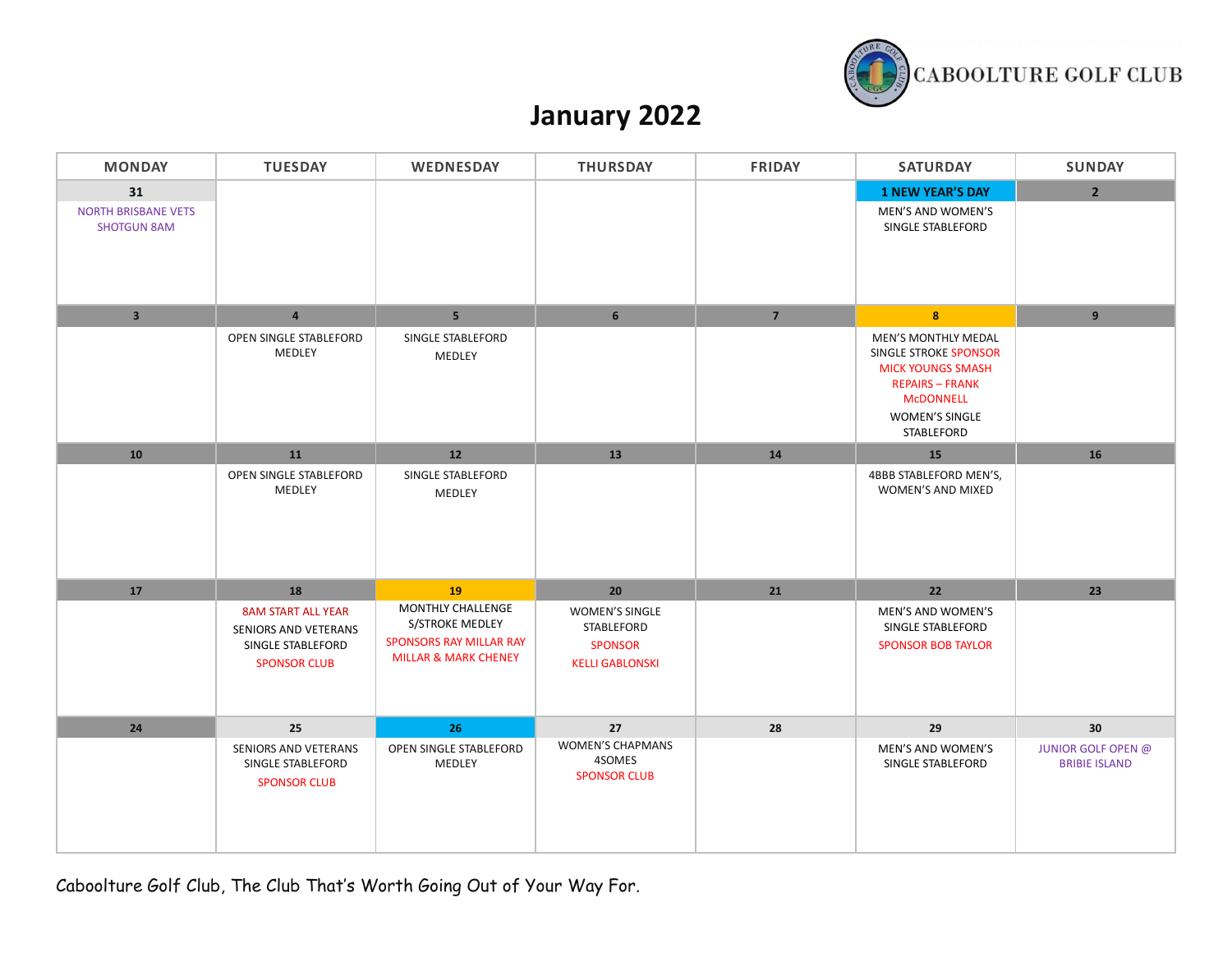CABOOLTURE GOLF CLUB

# January 2022

| MONDAY | TUESDAY | WEDNESDAY | THURSDAY | FRIDAY | SATURDAY | SUNDAY |
|---|---|---|---|---|---|---|
| **31** NORTH BRISBANE VETS SHOTGUN 8AM | | | | | **1 NEW YEAR'S DAY** MEN'S AND WOMEN'S SINGLE STABLEFORD | **2** |
| **3** | **4** OPEN SINGLE STABLEFORD MEDLEY | **5** SINGLE STABLEFORD MEDLEY | **6** | **7** | **8** MEN'S MONTHLY MEDAL SINGLE STROKE SPONSOR MICK YOUNGS SMASH REPAIRS – FRANK McDONNELL WOMEN'S SINGLE STABLEFORD | **9** |
| **10** | **11** OPEN SINGLE STABLEFORD MEDLEY | **12** SINGLE STABLEFORD MEDLEY | **13** | **14** | **15** 4BBB STABLEFORD MEN'S, WOMEN'S AND MIXED | **16** |
| **17** | **18** 8AM START ALL YEAR SENIORS AND VETERANS SINGLE STABLEFORD SPONSOR CLUB | **19** MONTHLY CHALLENGE S/STROKE MEDLEY SPONSORS RAY MILLAR RAY MILLAR & MARK CHENEY | **20** WOMEN'S SINGLE STABLEFORD SPONSOR KELLI GABLONSKI | **21** | **22** MEN'S AND WOMEN'S SINGLE STABLEFORD SPONSOR BOB TAYLOR | **23** |
| **24** | **25** SENIORS AND VETERANS SINGLE STABLEFORD SPONSOR CLUB | **26** OPEN SINGLE STABLEFORD MEDLEY | **27** WOMEN'S CHAPMANS 4SOMES SPONSOR CLUB | **28** | **29** MEN'S AND WOMEN'S SINGLE STABLEFORD | **30** JUNIOR GOLF OPEN @ BRIBIE ISLAND |

Caboolture Golf Club, The Club That's Worth Going Out of Your Way For.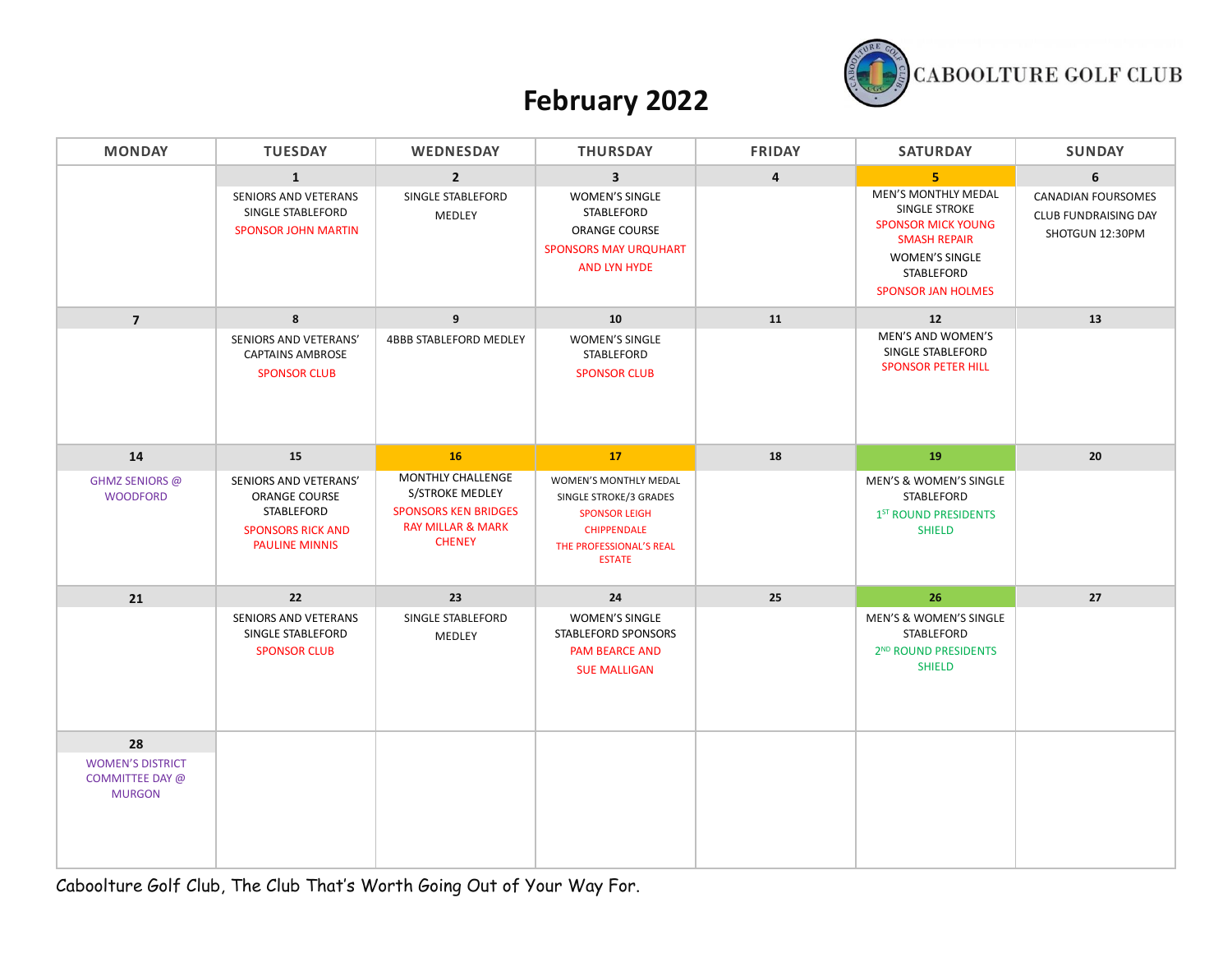# February 2022

CABOOLTURE GOLF CLUB

| MONDAY | TUESDAY | WEDNESDAY | THURSDAY | FRIDAY | SATURDAY | SUNDAY |
|---|---|---|---|---|---|---|
| | **1** SENIORS AND VETERANS SINGLE STABLEFORD SPONSOR JOHN MARTIN | **2** SINGLE STABLEFORD MEDLEY | **3** WOMEN'S SINGLE STABLEFORD ORANGE COURSE SPONSORS MAY URQUHART AND LYN HYDE | **4** | **5** MEN'S MONTHLY MEDAL SINGLE STROKE SPONSOR MICK YOUNG SMASH REPAIR WOMEN'S SINGLE STABLEFORD SPONSOR JAN HOLMES | **6** CANADIAN FOURSOMES CLUB FUNDRAISING DAY SHOTGUN 12:30PM |
| **7** | **8** SENIORS AND VETERANS' CAPTAINS AMBROSE SPONSOR CLUB | **9** 4BBB STABLEFORD MEDLEY | **10** WOMEN'S SINGLE STABLEFORD SPONSOR CLUB | **11** | **12** MEN'S AND WOMEN'S SINGLE STABLEFORD SPONSOR PETER HILL | **13** |
| **14** GHMZ SENIORS @ WOODFORD | **15** SENIORS AND VETERANS' ORANGE COURSE STABLEFORD SPONSORS RICK AND PAULINE MINNIS | **16** MONTHLY CHALLENGE S/STROKE MEDLEY SPONSORS KEN BRIDGES RAY MILLAR & MARK CHENEY | **17** WOMEN'S MONTHLY MEDAL SINGLE STROKE/3 GRADES SPONSOR LEIGH CHIPPENDALE THE PROFESSIONAL'S REAL ESTATE | **18** | **19** MEN'S & WOMEN'S SINGLE STABLEFORD 1ST ROUND PRESIDENTS SHIELD | **20** |
| **21** | **22** SENIORS AND VETERANS SINGLE STABLEFORD SPONSOR CLUB | **23** SINGLE STABLEFORD MEDLEY | **24** WOMEN'S SINGLE STABLEFORD SPONSORS PAM BEARCE AND SUE MALLIGAN | **25** | **26** MEN'S & WOMEN'S SINGLE STABLEFORD 2ND ROUND PRESIDENTS SHIELD | **27** |
| **28** WOMEN'S DISTRICT COMMITTEE DAY @ MURGON | | | | | | |

Caboolture Golf Club, The Club That's Worth Going Out of Your Way For.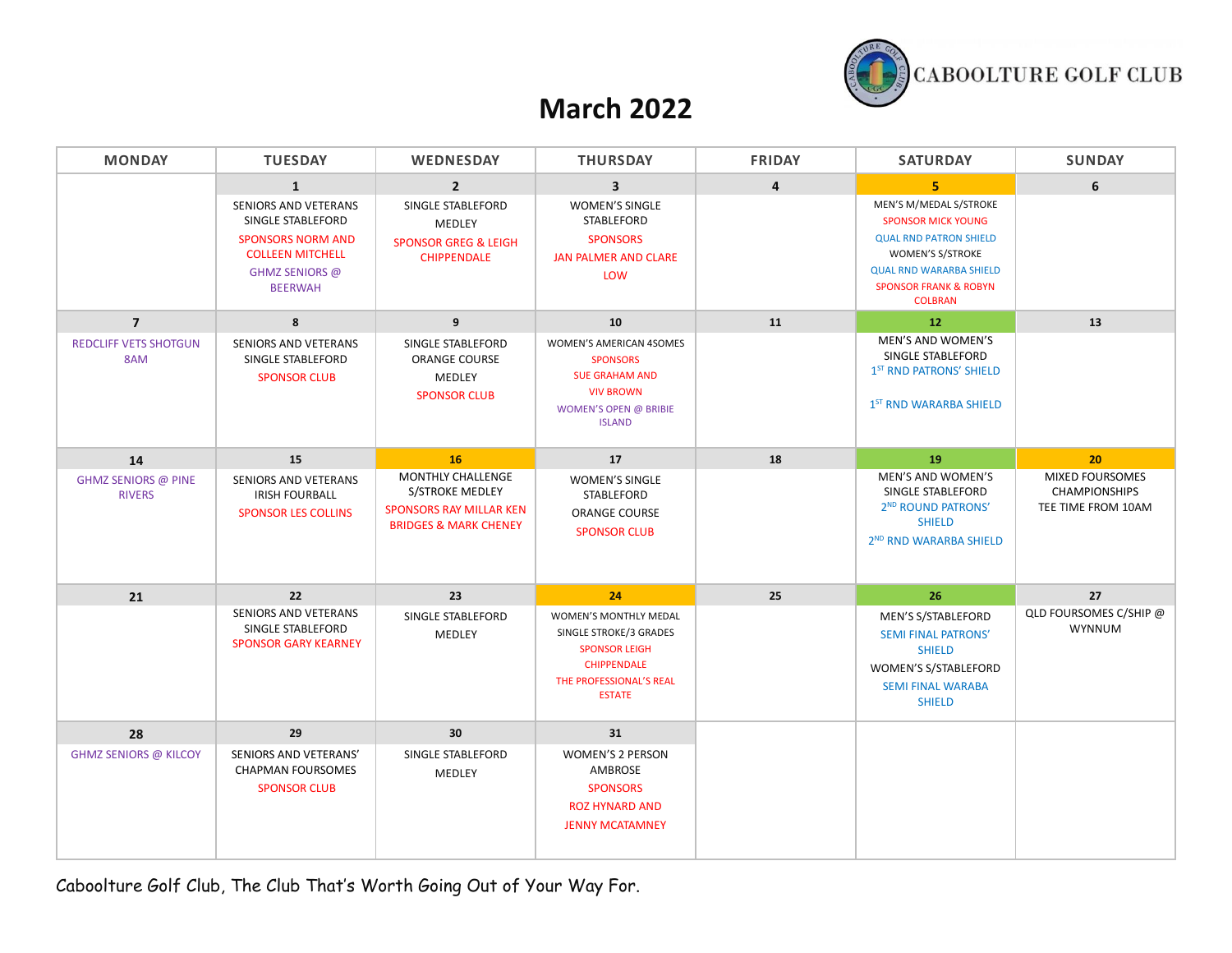CABOOLTURE GOLF CLUB

# March 2022

| MONDAY | TUESDAY | WEDNESDAY | THURSDAY | FRIDAY | SATURDAY | SUNDAY |
|---|---|---|---|---|---|---|
| | **1**<br>SENIORS AND VETERANS SINGLE STABLEFORD<br>SPONSORS NORM AND COLLEEN MITCHELL<br>GHMZ SENIORS @ BEERWAH | **2**<br>SINGLE STABLEFORD MEDLEY<br>SPONSOR GREG & LEIGH CHIPPENDALE | **3**<br>WOMEN'S SINGLE STABLEFORD<br>SPONSORS<br>JAN PALMER AND CLARE LOW | **4** | **5**<br>MEN'S M/MEDAL S/STROKE<br>SPONSOR MICK YOUNG<br>QUAL RND PATRON SHIELD<br>WOMEN'S S/STROKE<br>QUAL RND WARARBA SHIELD<br>SPONSOR FRANK & ROBYN COLBRAN | **6** |
| **7**<br>REDCLIFF VETS SHOTGUN 8AM | **8**<br>SENIORS AND VETERANS SINGLE STABLEFORD<br>SPONSOR CLUB | **9**<br>SINGLE STABLEFORD ORANGE COURSE MEDLEY<br>SPONSOR CLUB | **10**<br>WOMEN'S AMERICAN 4SOMES<br>SPONSORS<br>SUE GRAHAM AND VIV BROWN<br>WOMEN'S OPEN @ BRIBIE ISLAND | **11** | **12**<br>MEN'S AND WOMEN'S SINGLE STABLEFORD<br>1ST RND PATRONS' SHIELD<br>1ST RND WARARBA SHIELD | **13** |
| **14**<br>GHMZ SENIORS @ PINE RIVERS | **15**<br>SENIORS AND VETERANS IRISH FOURBALL<br>SPONSOR LES COLLINS | **16**<br>MONTHLY CHALLENGE S/STROKE MEDLEY<br>SPONSORS RAY MILLAR KEN BRIDGES & MARK CHENEY | **17**<br>WOMEN'S SINGLE STABLEFORD<br>ORANGE COURSE<br>SPONSOR CLUB | **18** | **19**<br>MEN'S AND WOMEN'S SINGLE STABLEFORD<br>2ND ROUND PATRONS' SHIELD<br>2ND RND WARARBA SHIELD | **20**<br>MIXED FOURSOMES CHAMPIONSHIPS<br>TEE TIME FROM 10AM |
| **21** | **22**<br>SENIORS AND VETERANS SINGLE STABLEFORD<br>SPONSOR GARY KEARNEY | **23**<br>SINGLE STABLEFORD MEDLEY | **24**<br>WOMEN'S MONTHLY MEDAL SINGLE STROKE/3 GRADES<br>SPONSOR LEIGH CHIPPENDALE<br>THE PROFESSIONAL'S REAL ESTATE | **25** | **26**<br>MEN'S S/STABLEFORD<br>SEMI FINAL PATRONS' SHIELD<br>WOMEN'S S/STABLEFORD<br>SEMI FINAL WARABA SHIELD | **27**<br>QLD FOURSOMES C/SHIP @ WYNNUM |
| **28**<br>GHMZ SENIORS @ KILCOY | **29**<br>SENIORS AND VETERANS' CHAPMAN FOURSOMES<br>SPONSOR CLUB | **30**<br>SINGLE STABLEFORD MEDLEY | **31**<br>WOMEN'S 2 PERSON AMBROSE<br>SPONSORS<br>ROZ HYNARD AND JENNY MCATAMNEY | | | |

Caboolture Golf Club, The Club That's Worth Going Out of Your Way For.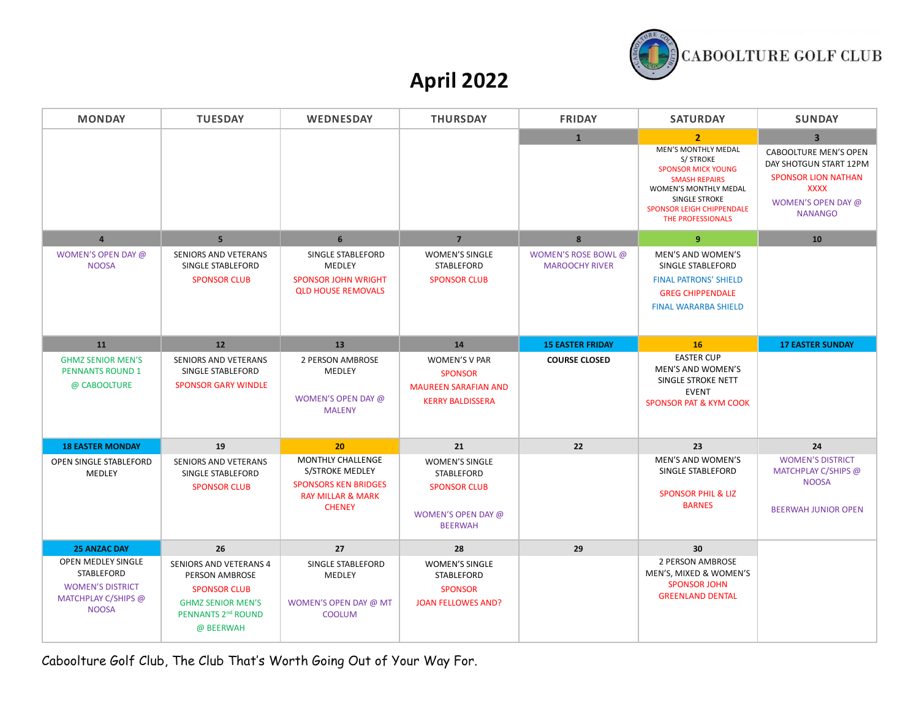CABOOLTURE GOLF CLUB

# April 2022

| MONDAY | TUESDAY | WEDNESDAY | THURSDAY | FRIDAY | SATURDAY | SUNDAY |
|---|---|---|---|---|---|---|
| | | | | **1** | **2** MEN'S MONTHLY MEDAL S/ STROKE SPONSOR MICK YOUNG SMASH REPAIRS WOMEN'S MONTHLY MEDAL SINGLE STROKE SPONSOR LEIGH CHIPPENDALE THE PROFESSIONALS | **3** CABOOLTURE MEN'S OPEN DAY SHOTGUN START 12PM SPONSOR LION NATHAN XXXX WOMEN'S OPEN DAY @ NANANGO |
| **4** WOMEN'S OPEN DAY @ NOOSA | **5** SENIORS AND VETERANS SINGLE STABLEFORD SPONSOR CLUB | **6** SINGLE STABLEFORD MEDLEY SPONSOR JOHN WRIGHT QLD HOUSE REMOVALS | **7** WOMEN'S SINGLE STABLEFORD SPONSOR CLUB | **8** WOMEN'S ROSE BOWL @ MAROOCHY RIVER | **9** MEN'S AND WOMEN'S SINGLE STABLEFORD FINAL PATRONS' SHIELD GREG CHIPPENDALE FINAL WARARBA SHIELD | **10** |
| **11** GHMZ SENIOR MEN'S PENNANTS ROUND 1 @ CABOOLTURE | **12** SENIORS AND VETERANS SINGLE STABLEFORD SPONSOR GARY WINDLE | **13** 2 PERSON AMBROSE MEDLEY WOMEN'S OPEN DAY @ MALENY | **14** WOMEN'S V PAR SPONSOR MAUREEN SARAFIAN AND KERRY BALDISSERA | **15 EASTER FRIDAY** COURSE CLOSED | **16** EASTER CUP MEN'S AND WOMEN'S SINGLE STROKE NETT EVENT SPONSOR PAT & KYM COOK | **17 EASTER SUNDAY** |
| **18 EASTER MONDAY** OPEN SINGLE STABLEFORD MEDLEY | **19** SENIORS AND VETERANS SINGLE STABLEFORD SPONSOR CLUB | **20** MONTHLY CHALLENGE S/STROKE MEDLEY SPONSORS KEN BRIDGES RAY MILLAR & MARK CHENEY | **21** WOMEN'S SINGLE STABLEFORD SPONSOR CLUB WOMEN'S OPEN DAY @ BEERWAH | **22** | **23** MEN'S AND WOMEN'S SINGLE STABLEFORD SPONSOR PHIL & LIZ BARNES | **24** WOMEN'S DISTRICT MATCHPLAY C/SHIPS @ NOOSA BEERWAH JUNIOR OPEN |
| **25 ANZAC DAY** OPEN MEDLEY SINGLE STABLEFORD WOMEN'S DISTRICT MATCHPLAY C/SHIPS @ NOOSA | **26** SENIORS AND VETERANS 4 PERSON AMBROSE SPONSOR CLUB GHMZ SENIOR MEN'S PENNANTS 2nd ROUND @ BEERWAH | **27** SINGLE STABLEFORD MEDLEY WOMEN'S OPEN DAY @ MT COOLUM | **28** WOMEN'S SINGLE STABLEFORD SPONSOR JOAN FELLOWES AND? | **29** | **30** 2 PERSON AMBROSE MEN'S, MIXED & WOMEN'S SPONSOR JOHN GREENLAND DENTAL | |

Caboolture Golf Club, The Club That's Worth Going Out of Your Way For.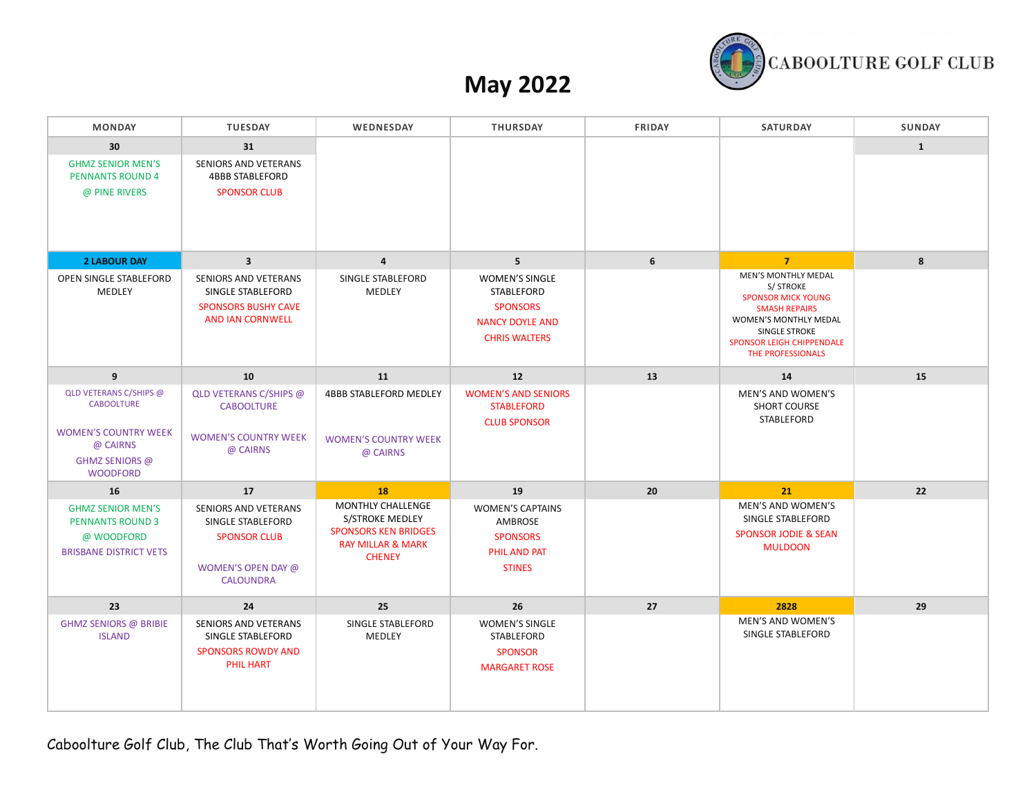# May 2022

CABOOLTURE GOLF CLUB

| MONDAY | TUESDAY | WEDNESDAY | THURSDAY | FRIDAY | SATURDAY | SUNDAY |
|---|---|---|---|---|---|---|
| **30**<br>GHMZ SENIOR MEN'S PENNANTS ROUND 4 @ PINE RIVERS | **31**<br>SENIORS AND VETERANS 4BBB STABLEFORD<br>SPONSOR CLUB | | | | | **1** |
| **2 LABOUR DAY**<br>OPEN SINGLE STABLEFORD MEDLEY | **3**<br>SENIORS AND VETERANS SINGLE STABLEFORD<br>SPONSORS BUSHY CAVE AND IAN CORNWELL | **4**<br>SINGLE STABLEFORD MEDLEY | **5**<br>WOMEN'S SINGLE STABLEFORD<br>SPONSORS NANCY DOYLE AND CHRIS WALTERS | **6** | **7**<br>MEN'S MONTHLY MEDAL S/ STROKE<br>SPONSOR MICK YOUNG SMASH REPAIRS<br>WOMEN'S MONTHLY MEDAL SINGLE STROKE<br>SPONSOR LEIGH CHIPPENDALE THE PROFESSIONALS | **8** |
| **9**<br>QLD VETERANS C/SHIPS @ CABOOLTURE<br>WOMEN'S COUNTRY WEEK @ CAIRNS<br>GHMZ SENIORS @ WOODFORD | **10**<br>QLD VETERANS C/SHIPS @ CABOOLTURE<br>WOMEN'S COUNTRY WEEK @ CAIRNS | **11**<br>4BBB STABLEFORD MEDLEY<br>WOMEN'S COUNTRY WEEK @ CAIRNS | **12**<br>WOMEN'S AND SENIORS STABLEFORD<br>CLUB SPONSOR | **13** | **14**<br>MEN'S AND WOMEN'S SHORT COURSE STABLEFORD | **15** |
| **16**<br>GHMZ SENIOR MEN'S PENNANTS ROUND 3 @ WOODFORD<br>BRISBANE DISTRICT VETS | **17**<br>SENIORS AND VETERANS SINGLE STABLEFORD<br>SPONSOR CLUB<br>WOMEN'S OPEN DAY @ CALOUNDRA | **18**<br>MONTHLY CHALLENGE S/STROKE MEDLEY<br>SPONSORS KEN BRIDGES RAY MILLAR & MARK CHENEY | **19**<br>WOMEN'S CAPTAINS AMBROSE<br>SPONSORS PHIL AND PAT STINES | **20** | **21**<br>MEN'S AND WOMEN'S SINGLE STABLEFORD<br>SPONSOR JODIE & SEAN MULDOON | **22** |
| **23**<br>GHMZ SENIORS @ BRIBIE ISLAND | **24**<br>SENIORS AND VETERANS SINGLE STABLEFORD<br>SPONSORS ROWDY AND PHIL HART | **25**<br>SINGLE STABLEFORD MEDLEY | **26**<br>WOMEN'S SINGLE STABLEFORD<br>SPONSOR MARGARET ROSE | **27** | **2828**<br>MEN'S AND WOMEN'S SINGLE STABLEFORD | **29** |

Caboolture Golf Club, The Club That's Worth Going Out of Your Way For.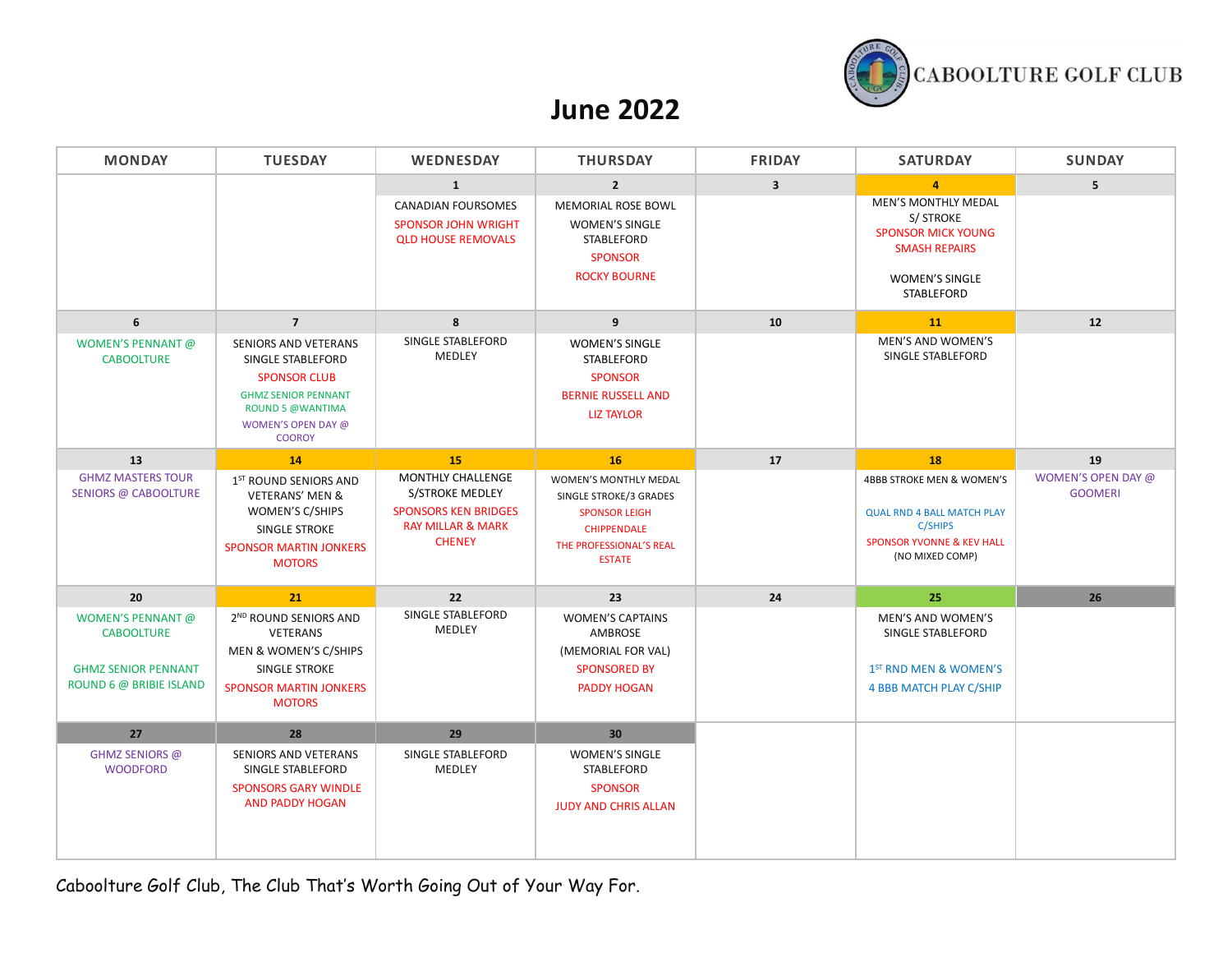CABOOLTURE GOLF CLUB

# June 2022

| MONDAY | TUESDAY | WEDNESDAY | THURSDAY | FRIDAY | SATURDAY | SUNDAY |
|---|---|---|---|---|---|---|
| | | **1**<br>CANADIAN FOURSOMES<br>SPONSOR JOHN WRIGHT QLD HOUSE REMOVALS | **2**<br>MEMORIAL ROSE BOWL<br>WOMEN'S SINGLE STABLEFORD<br>SPONSOR<br>ROCKY BOURNE | **3** | **4**<br>MEN'S MONTHLY MEDAL S/ STROKE<br>SPONSOR MICK YOUNG SMASH REPAIRS<br>WOMEN'S SINGLE STABLEFORD | **5** |
| **6**<br>WOMEN'S PENNANT @ CABOOLTURE | **7**<br>SENIORS AND VETERANS SINGLE STABLEFORD<br>SPONSOR CLUB<br>GHMZ SENIOR PENNANT ROUND 5 @WANTIMA<br>WOMEN'S OPEN DAY @ COOROY | **8**<br>SINGLE STABLEFORD MEDLEY | **9**<br>WOMEN'S SINGLE STABLEFORD<br>SPONSOR<br>BERNIE RUSSELL AND LIZ TAYLOR | **10** | **11**<br>MEN'S AND WOMEN'S SINGLE STABLEFORD | **12** |
| **13**<br>GHMZ MASTERS TOUR SENIORS @ CABOOLTURE | **14**<br>1ST ROUND SENIORS AND VETERANS' MEN & WOMEN'S C/SHIPS<br>SINGLE STROKE<br>SPONSOR MARTIN JONKERS MOTORS | **15**<br>MONTHLY CHALLENGE S/STROKE MEDLEY<br>SPONSORS KEN BRIDGES RAY MILLAR & MARK CHENEY | **16**<br>WOMEN'S MONTHLY MEDAL SINGLE STROKE/3 GRADES<br>SPONSOR LEIGH CHIPPENDALE<br>THE PROFESSIONAL'S REAL ESTATE | **17** | **18**<br>4BBB STROKE MEN & WOMEN'S<br>QUAL RND 4 BALL MATCH PLAY C/SHIPS<br>SPONSOR YVONNE & KEV HALL<br>(NO MIXED COMP) | **19**<br>WOMEN'S OPEN DAY @ GOOMERI |
| **20**<br>WOMEN'S PENNANT @ CABOOLTURE<br>GHMZ SENIOR PENNANT ROUND 6 @ BRIBIE ISLAND | **21**<br>2ND ROUND SENIORS AND VETERANS<br>MEN & WOMEN'S C/SHIPS<br>SINGLE STROKE<br>SPONSOR MARTIN JONKERS MOTORS | **22**<br>SINGLE STABLEFORD MEDLEY | **23**<br>WOMEN'S CAPTAINS AMBROSE<br>(MEMORIAL FOR VAL)<br>SPONSORED BY<br>PADDY HOGAN | **24** | **25**<br>MEN'S AND WOMEN'S SINGLE STABLEFORD<br>1ST RND MEN & WOMEN'S 4 BBB MATCH PLAY C/SHIP | **26** |
| **27**<br>GHMZ SENIORS @ WOODFORD | **28**<br>SENIORS AND VETERANS SINGLE STABLEFORD<br>SPONSORS GARY WINDLE AND PADDY HOGAN | **29**<br>SINGLE STABLEFORD MEDLEY | **30**<br>WOMEN'S SINGLE STABLEFORD<br>SPONSOR<br>JUDY AND CHRIS ALLAN | | | |

Caboolture Golf Club, The Club That's Worth Going Out of Your Way For.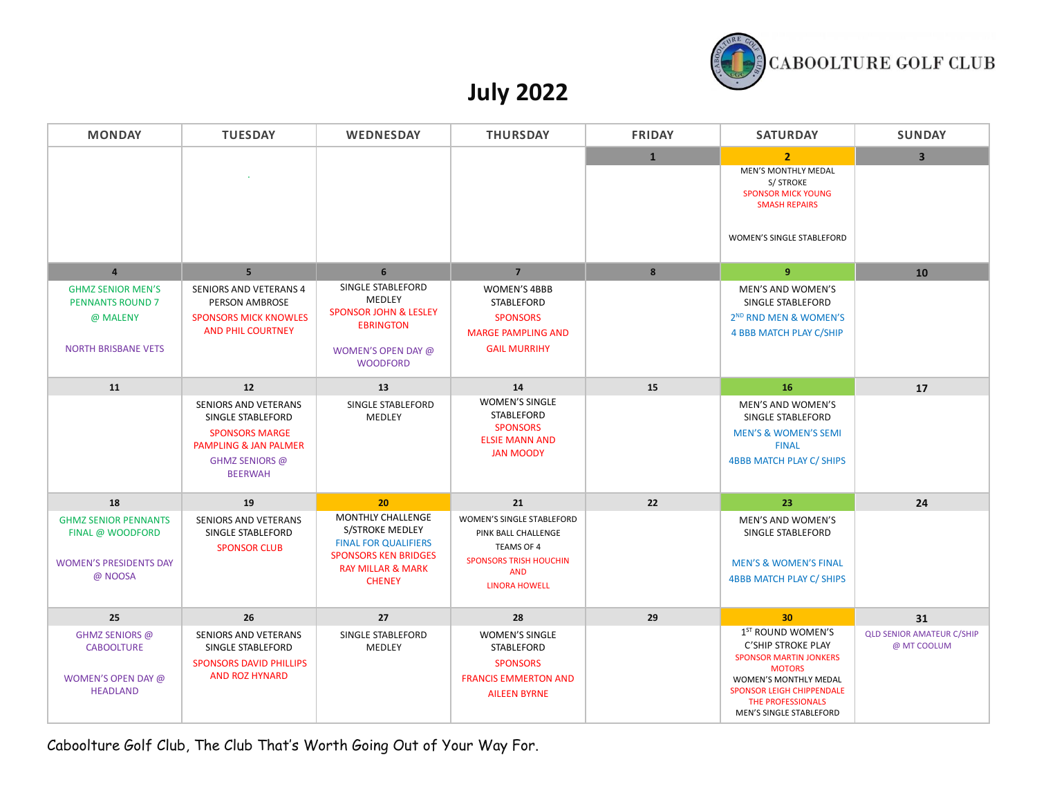CABOOLTURE GOLF CLUB

# July 2022

| MONDAY | TUESDAY | WEDNESDAY | THURSDAY | FRIDAY | SATURDAY | SUNDAY |
|---|---|---|---|---|---|---|
| | . | | | 1 | 2<br>MEN'S MONTHLY MEDAL S/ STROKE<br>SPONSOR MICK YOUNG SMASH REPAIRS<br>WOMEN'S SINGLE STABLEFORD | 3 |
| 4<br>GHMZ SENIOR MEN'S PENNANTS ROUND 7 @ MALENY<br>NORTH BRISBANE VETS | 5<br>SENIORS AND VETERANS 4 PERSON AMBROSE<br>SPONSORS MICK KNOWLES AND PHIL COURTNEY | 6<br>SINGLE STABLEFORD MEDLEY<br>SPONSOR JOHN & LESLEY EBRINGTON<br>WOMEN'S OPEN DAY @ WOODFORD | 7<br>WOMEN'S 4BBB STABLEFORD<br>SPONSORS<br>MARGE PAMPLING AND GAIL MURRIHY | 8 | 9<br>MEN'S AND WOMEN'S SINGLE STABLEFORD<br>2ND RND MEN & WOMEN'S 4 BBB MATCH PLAY C/SHIP | 10 |
| 11 | 12<br>SENIORS AND VETERANS SINGLE STABLEFORD<br>SPONSORS MARGE PAMPLING & JAN PALMER<br>GHMZ SENIORS @ BEERWAH | 13<br>SINGLE STABLEFORD MEDLEY | 14<br>WOMEN'S SINGLE STABLEFORD<br>SPONSORS<br>ELSIE MANN AND JAN MOODY | 15 | 16<br>MEN'S AND WOMEN'S SINGLE STABLEFORD<br>MEN'S & WOMEN'S SEMI FINAL<br>4BBB MATCH PLAY C/ SHIPS | 17 |
| 18<br>GHMZ SENIOR PENNANTS FINAL @ WOODFORD<br>WOMEN'S PRESIDENTS DAY @ NOOSA | 19<br>SENIORS AND VETERANS SINGLE STABLEFORD<br>SPONSOR CLUB | 20<br>MONTHLY CHALLENGE S/STROKE MEDLEY<br>FINAL FOR QUALIFIERS<br>SPONSORS KEN BRIDGES RAY MILLAR & MARK CHENEY | 21<br>WOMEN'S SINGLE STABLEFORD<br>PINK BALL CHALLENGE<br>TEAMS OF 4<br>SPONSORS TRISH HOUCHIN AND<br>LINORA HOWELL | 22 | 23<br>MEN'S AND WOMEN'S SINGLE STABLEFORD<br>MEN'S & WOMEN'S FINAL<br>4BBB MATCH PLAY C/ SHIPS | 24 |
| 25<br>GHMZ SENIORS @ CABOOLTURE<br>WOMEN'S OPEN DAY @ HEADLAND | 26<br>SENIORS AND VETERANS SINGLE STABLEFORD<br>SPONSORS DAVID PHILLIPS AND ROZ HYNARD | 27<br>SINGLE STABLEFORD MEDLEY | 28<br>WOMEN'S SINGLE STABLEFORD<br>SPONSORS<br>FRANCIS EMMERTON AND AILEEN BYRNE | 29 | 30<br>1ST ROUND WOMEN'S C'SHIP STROKE PLAY<br>SPONSOR MARTIN JONKERS MOTORS<br>WOMEN'S MONTHLY MEDAL<br>SPONSOR LEIGH CHIPPENDALE THE PROFESSIONALS<br>MEN'S SINGLE STABLEFORD | 31<br>QLD SENIOR AMATEUR C/SHIP @ MT COOLUM |

Caboolture Golf Club, The Club That's Worth Going Out of Your Way For.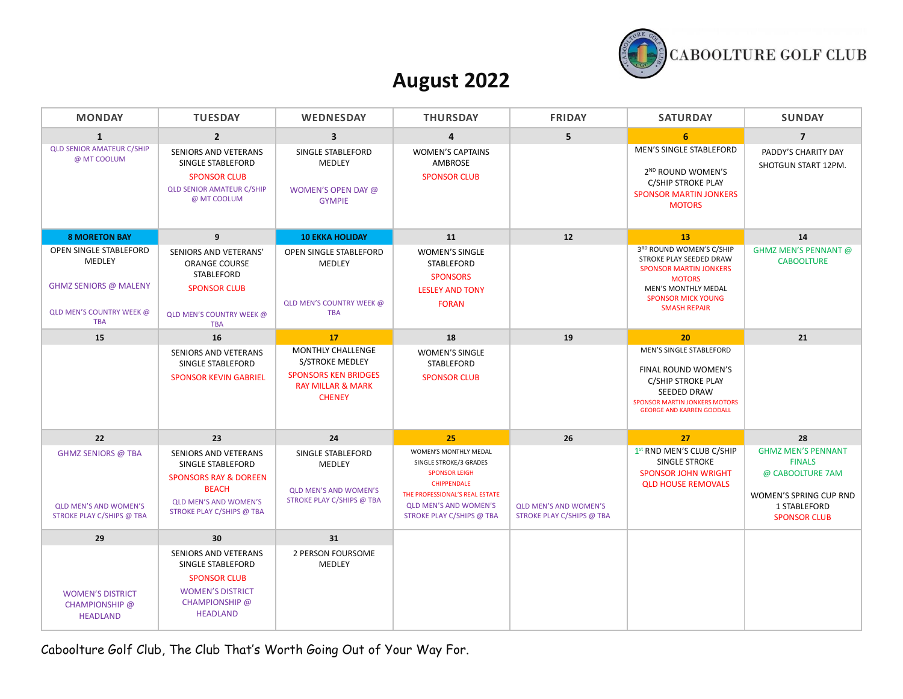CABOOLTURE GOLF CLUB

# August 2022

| MONDAY | TUESDAY | WEDNESDAY | THURSDAY | FRIDAY | SATURDAY | SUNDAY |
|---|---|---|---|---|---|---|
| **1** | **2** | **3** | **4** | **5** | **6** | **7** |
| QLD SENIOR AMATEUR C/SHIP @ MT COOLUM | SENIORS AND VETERANS SINGLE STABLEFORD<br>SPONSOR CLUB<br>QLD SENIOR AMATEUR C/SHIP @ MT COOLUM | SINGLE STABLEFORD MEDLEY<br>WOMEN'S OPEN DAY @ GYMPIE | WOMEN'S CAPTAINS AMBROSE<br>SPONSOR CLUB | | MEN'S SINGLE STABLEFORD<br>2ND ROUND WOMEN'S C/SHIP STROKE PLAY<br>SPONSOR MARTIN JONKERS MOTORS | PADDY'S CHARITY DAY SHOTGUN START 12PM. |
| **8 MORETON BAY** | **9** | **10 EKKA HOLIDAY** | **11** | **12** | **13** | **14** |
| OPEN SINGLE STABLEFORD MEDLEY<br>GHMZ SENIORS @ MALENY<br>QLD MEN'S COUNTRY WEEK @ TBA | SENIORS AND VETERANS' ORANGE COURSE STABLEFORD<br>SPONSOR CLUB<br>QLD MEN'S COUNTRY WEEK @ TBA | OPEN SINGLE STABLEFORD MEDLEY<br>QLD MEN'S COUNTRY WEEK @ TBA | WOMEN'S SINGLE STABLEFORD<br>SPONSORS LESLEY AND TONY FORAN | | 3RD ROUND WOMEN'S C/SHIP STROKE PLAY SEEDED DRAW<br>SPONSOR MARTIN JONKERS MOTORS<br>MEN'S MONTHLY MEDAL<br>SPONSOR MICK YOUNG SMASH REPAIR | GHMZ MEN'S PENNANT @ CABOOLTURE |
| **15** | **16** | **17** | **18** | **19** | **20** | **21** |
| | SENIORS AND VETERANS SINGLE STABLEFORD<br>SPONSOR KEVIN GABRIEL | MONTHLY CHALLENGE S/STROKE MEDLEY<br>SPONSORS KEN BRIDGES RAY MILLAR & MARK CHENEY | WOMEN'S SINGLE STABLEFORD<br>SPONSOR CLUB | | MEN'S SINGLE STABLEFORD<br>FINAL ROUND WOMEN'S C/SHIP STROKE PLAY SEEDED DRAW<br>SPONSOR MARTIN JONKERS MOTORS GEORGE AND KARREN GOODALL | |
| **22** | **23** | **24** | **25** | **26** | **27** | **28** |
| GHMZ SENIORS @ TBA<br>QLD MEN'S AND WOMEN'S STROKE PLAY C/SHIPS @ TBA | SENIORS AND VETERANS SINGLE STABLEFORD<br>SPONSORS RAY & DOREEN BEACH<br>QLD MEN'S AND WOMEN'S STROKE PLAY C/SHIPS @ TBA | SINGLE STABLEFORD MEDLEY<br>QLD MEN'S AND WOMEN'S STROKE PLAY C/SHIPS @ TBA | WOMEN'S MONTHLY MEDAL SINGLE STROKE/3 GRADES<br>SPONSOR LEIGH CHIPPENDALE<br>THE PROFESSIONAL'S REAL ESTATE<br>QLD MEN'S AND WOMEN'S STROKE PLAY C/SHIPS @ TBA | QLD MEN'S AND WOMEN'S STROKE PLAY C/SHIPS @ TBA | 1st RND MEN'S CLUB C/SHIP SINGLE STROKE<br>SPONSOR JOHN WRIGHT QLD HOUSE REMOVALS | GHMZ MEN'S PENNANT FINALS @ CABOOLTURE 7AM<br>WOMEN'S SPRING CUP RND 1 STABLEFORD<br>SPONSOR CLUB |
| **29** | **30** | **31** | | | | |
| WOMEN'S DISTRICT CHAMPIONSHIP @ HEADLAND | SENIORS AND VETERANS SINGLE STABLEFORD<br>SPONSOR CLUB<br>WOMEN'S DISTRICT CHAMPIONSHIP @ HEADLAND | 2 PERSON FOURSOME MEDLEY | | | | |

Caboolture Golf Club, The Club That's Worth Going Out of Your Way For.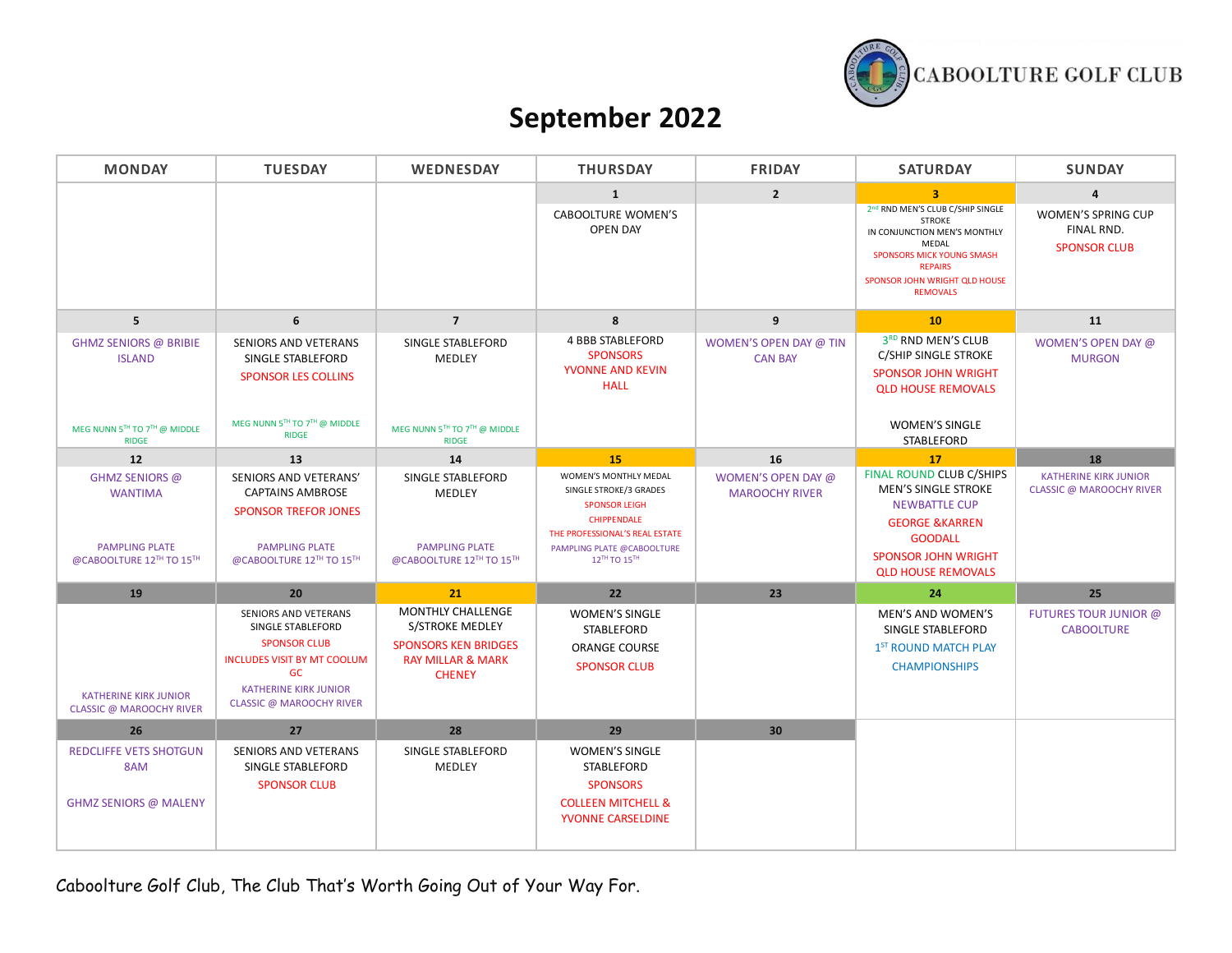CABOOLTURE GOLF CLUB

# September 2022

| MONDAY | TUESDAY | WEDNESDAY | THURSDAY | FRIDAY | SATURDAY | SUNDAY |
|---|---|---|---|---|---|---|
| | | | **1** CABOOLTURE WOMEN'S OPEN DAY | **2** | **3** 2nd RND MEN'S CLUB C/SHIP SINGLE STROKE IN CONJUNCTION MEN'S MONTHLY MEDAL SPONSORS MICK YOUNG SMASH REPAIRS SPONSOR JOHN WRIGHT QLD HOUSE REMOVALS | **4** WOMEN'S SPRING CUP FINAL RND. SPONSOR CLUB |
| **5** GHMZ SENIORS @ BRIBIE ISLAND MEG NUNN 5TH TO 7TH @ MIDDLE RIDGE | **6** SENIORS AND VETERANS SINGLE STABLEFORD SPONSOR LES COLLINS MEG NUNN 5TH TO 7TH @ MIDDLE RIDGE | **7** SINGLE STABLEFORD MEDLEY MEG NUNN 5TH TO 7TH @ MIDDLE RIDGE | **8** 4 BBB STABLEFORD SPONSORS YVONNE AND KEVIN HALL | **9** WOMEN'S OPEN DAY @ TIN CAN BAY | **10** 3RD RND MEN'S CLUB C/SHIP SINGLE STROKE SPONSOR JOHN WRIGHT QLD HOUSE REMOVALS WOMEN'S SINGLE STABLEFORD | **11** WOMEN'S OPEN DAY @ MURGON |
| **12** GHMZ SENIORS @ WANTIMA PAMPLING PLATE @CABOOLTURE 12TH TO 15TH | **13** SENIORS AND VETERANS' CAPTAINS AMBROSE SPONSOR TREFOR JONES PAMPLING PLATE @CABOOLTURE 12TH TO 15TH | **14** SINGLE STABLEFORD MEDLEY PAMPLING PLATE @CABOOLTURE 12TH TO 15TH | **15** WOMEN'S MONTHLY MEDAL SINGLE STROKE/3 GRADES SPONSOR LEIGH CHIPPENDALE THE PROFESSIONAL'S REAL ESTATE PAMPLING PLATE @CABOOLTURE 12TH TO 15TH | **16** WOMEN'S OPEN DAY @ MAROOCHY RIVER | **17** FINAL ROUND CLUB C/SHIPS MEN'S SINGLE STROKE NEWBATTLE CUP GEORGE &KARREN GOODALL SPONSOR JOHN WRIGHT QLD HOUSE REMOVALS | **18** KATHERINE KIRK JUNIOR CLASSIC @ MAROOCHY RIVER |
| **19** KATHERINE KIRK JUNIOR CLASSIC @ MAROOCHY RIVER | **20** SENIORS AND VETERANS SINGLE STABLEFORD SPONSOR CLUB INCLUDES VISIT BY MT COOLUM GC KATHERINE KIRK JUNIOR CLASSIC @ MAROOCHY RIVER | **21** MONTHLY CHALLENGE S/STROKE MEDLEY SPONSORS KEN BRIDGES RAY MILLAR & MARK CHENEY | **22** WOMEN'S SINGLE STABLEFORD ORANGE COURSE SPONSOR CLUB | **23** | **24** MEN'S AND WOMEN'S SINGLE STABLEFORD 1ST ROUND MATCH PLAY CHAMPIONSHIPS | **25** FUTURES TOUR JUNIOR @ CABOOLTURE |
| **26** REDCLIFFE VETS SHOTGUN 8AM GHMZ SENIORS @ MALENY | **27** SENIORS AND VETERANS SINGLE STABLEFORD SPONSOR CLUB | **28** SINGLE STABLEFORD MEDLEY | **29** WOMEN'S SINGLE STABLEFORD SPONSORS COLLEEN MITCHELL & YVONNE CARSELDINE | **30** | | |

Caboolture Golf Club, The Club That's Worth Going Out of Your Way For.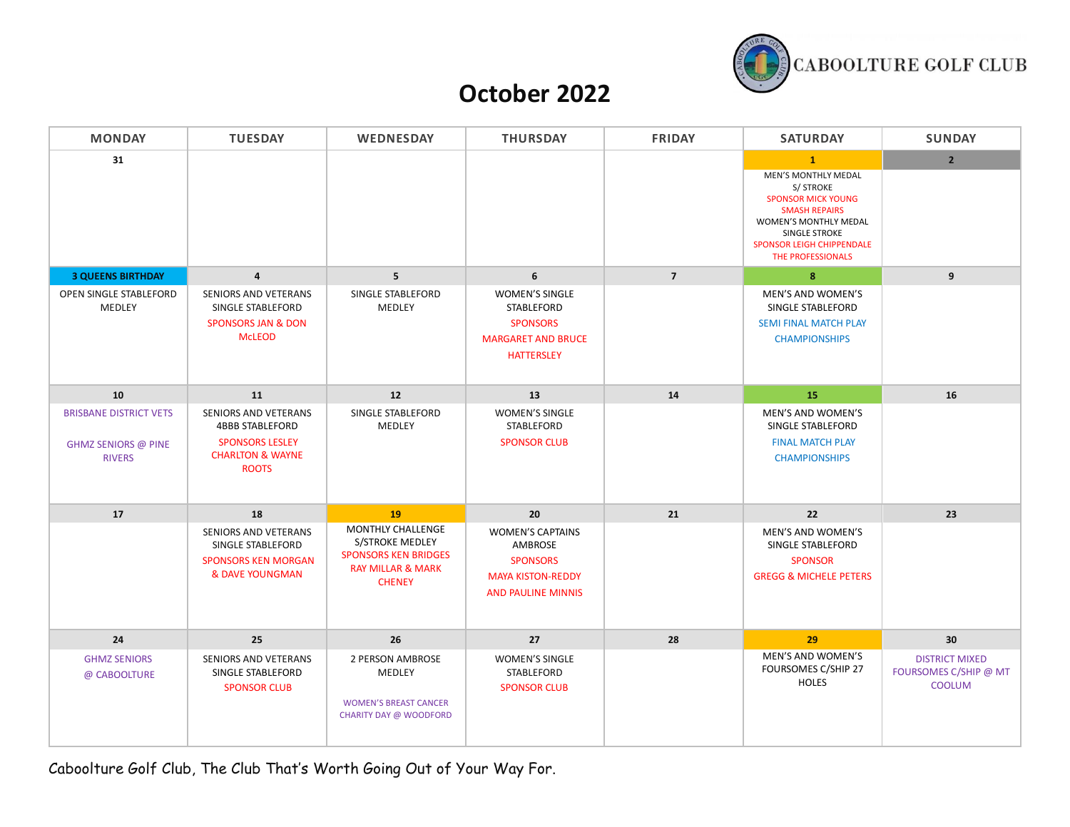CABOOLTURE GOLF CLUB

# October 2022

| MONDAY | TUESDAY | WEDNESDAY | THURSDAY | FRIDAY | SATURDAY | SUNDAY |
|---|---|---|---|---|---|---|
| **31** | | | | | **1**<br>MEN'S MONTHLY MEDAL S/ STROKE<br>SPONSOR MICK YOUNG SMASH REPAIRS<br>WOMEN'S MONTHLY MEDAL SINGLE STROKE<br>SPONSOR LEIGH CHIPPENDALE THE PROFESSIONALS | **2** |
| **3 QUEENS BIRTHDAY**<br>OPEN SINGLE STABLEFORD MEDLEY | **4**<br>SENIORS AND VETERANS SINGLE STABLEFORD<br>SPONSORS JAN & DON McLEOD | **5**<br>SINGLE STABLEFORD MEDLEY | **6**<br>WOMEN'S SINGLE STABLEFORD<br>SPONSORS<br>MARGARET AND BRUCE HATTERSLEY | **7** | **8**<br>MEN'S AND WOMEN'S SINGLE STABLEFORD<br>SEMI FINAL MATCH PLAY CHAMPIONSHIPS | **9** |
| **10**<br>BRISBANE DISTRICT VETS<br>GHMZ SENIORS @ PINE RIVERS | **11**<br>SENIORS AND VETERANS 4BBB STABLEFORD<br>SPONSORS LESLEY CHARLTON & WAYNE ROOTS | **12**<br>SINGLE STABLEFORD MEDLEY | **13**<br>WOMEN'S SINGLE STABLEFORD<br>SPONSOR CLUB | **14** | **15**<br>MEN'S AND WOMEN'S SINGLE STABLEFORD<br>FINAL MATCH PLAY CHAMPIONSHIPS | **16** |
| **17** | **18**<br>SENIORS AND VETERANS SINGLE STABLEFORD<br>SPONSORS KEN MORGAN & DAVE YOUNGMAN | **19**<br>MONTHLY CHALLENGE S/STROKE MEDLEY<br>SPONSORS KEN BRIDGES RAY MILLAR & MARK CHENEY | **20**<br>WOMEN'S CAPTAINS AMBROSE<br>SPONSORS<br>MAYA KISTON-REDDY AND PAULINE MINNIS | **21** | **22**<br>MEN'S AND WOMEN'S SINGLE STABLEFORD<br>SPONSOR<br>GREGG & MICHELE PETERS | **23** |
| **24**<br>GHMZ SENIORS @ CABOOLTURE | **25**<br>SENIORS AND VETERANS SINGLE STABLEFORD<br>SPONSOR CLUB | **26**<br>2 PERSON AMBROSE MEDLEY<br>WOMEN'S BREAST CANCER CHARITY DAY @ WOODFORD | **27**<br>WOMEN'S SINGLE STABLEFORD<br>SPONSOR CLUB | **28** | **29**<br>MEN'S AND WOMEN'S FOURSOMES C/SHIP 27 HOLES | **30**<br>DISTRICT MIXED FOURSOMES C/SHIP @ MT COOLUM |

Caboolture Golf Club, The Club That's Worth Going Out of Your Way For.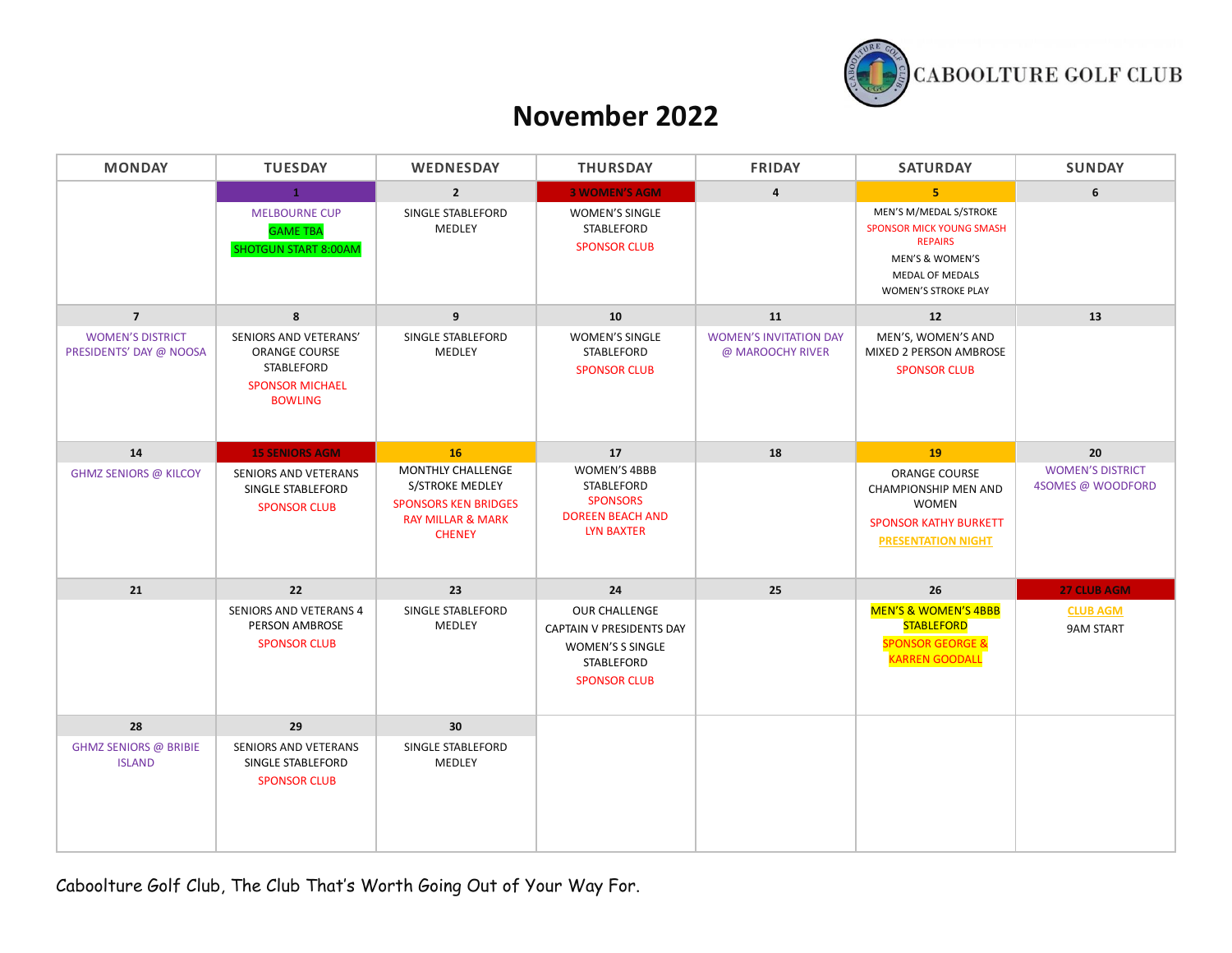CABOOLTURE GOLF CLUB

# November 2022

| MONDAY | TUESDAY | WEDNESDAY | THURSDAY | FRIDAY | SATURDAY | SUNDAY |
|---|---|---|---|---|---|---|
| | **1** | **2** | **3 WOMEN'S AGM** | **4** | **5** | **6** |
| | MELBOURNE CUP<br>GAME TBA<br>SHOTGUN START 8:00AM | SINGLE STABLEFORD MEDLEY | WOMEN'S SINGLE STABLEFORD<br>SPONSOR CLUB | | MEN'S M/MEDAL S/STROKE<br>SPONSOR MICK YOUNG SMASH REPAIRS<br>MEN'S & WOMEN'S MEDAL OF MEDALS<br>WOMEN'S STROKE PLAY | |
| **7** | **8** | **9** | **10** | **11** | **12** | **13** |
| WOMEN'S DISTRICT PRESIDENTS' DAY @ NOOSA | SENIORS AND VETERANS' ORANGE COURSE STABLEFORD<br>SPONSOR MICHAEL BOWLING | SINGLE STABLEFORD MEDLEY | WOMEN'S SINGLE STABLEFORD<br>SPONSOR CLUB | WOMEN'S INVITATION DAY @ MAROOCHY RIVER | MEN'S, WOMEN'S AND MIXED 2 PERSON AMBROSE<br>SPONSOR CLUB | |
| **14** | **15 SENIORS AGM** | **16** | **17** | **18** | **19** | **20** |
| GHMZ SENIORS @ KILCOY | SENIORS AND VETERANS SINGLE STABLEFORD<br>SPONSOR CLUB | MONTHLY CHALLENGE S/STROKE MEDLEY<br>SPONSORS KEN BRIDGES RAY MILLAR & MARK CHENEY | WOMEN'S 4BBB STABLEFORD<br>SPONSORS DOREEN BEACH AND LYN BAXTER | | ORANGE COURSE CHAMPIONSHIP MEN AND WOMEN<br>SPONSOR KATHY BURKETT<br>PRESENTATION NIGHT | WOMEN'S DISTRICT 4SOMES @ WOODFORD |
| **21** | **22** | **23** | **24** | **25** | **26** | **27 CLUB AGM** |
| | SENIORS AND VETERANS 4 PERSON AMBROSE<br>SPONSOR CLUB | SINGLE STABLEFORD MEDLEY | OUR CHALLENGE<br>CAPTAIN V PRESIDENTS DAY<br>WOMEN'S S SINGLE STABLEFORD<br>SPONSOR CLUB | | MEN'S & WOMEN'S 4BBB STABLEFORD<br>SPONSOR GEORGE & KARREN GOODALL | CLUB AGM<br>9AM START |
| **28** | **29** | **30** | | | | |
| GHMZ SENIORS @ BRIBIE ISLAND | SENIORS AND VETERANS SINGLE STABLEFORD<br>SPONSOR CLUB | SINGLE STABLEFORD MEDLEY | | | | |

Caboolture Golf Club, The Club That's Worth Going Out of Your Way For.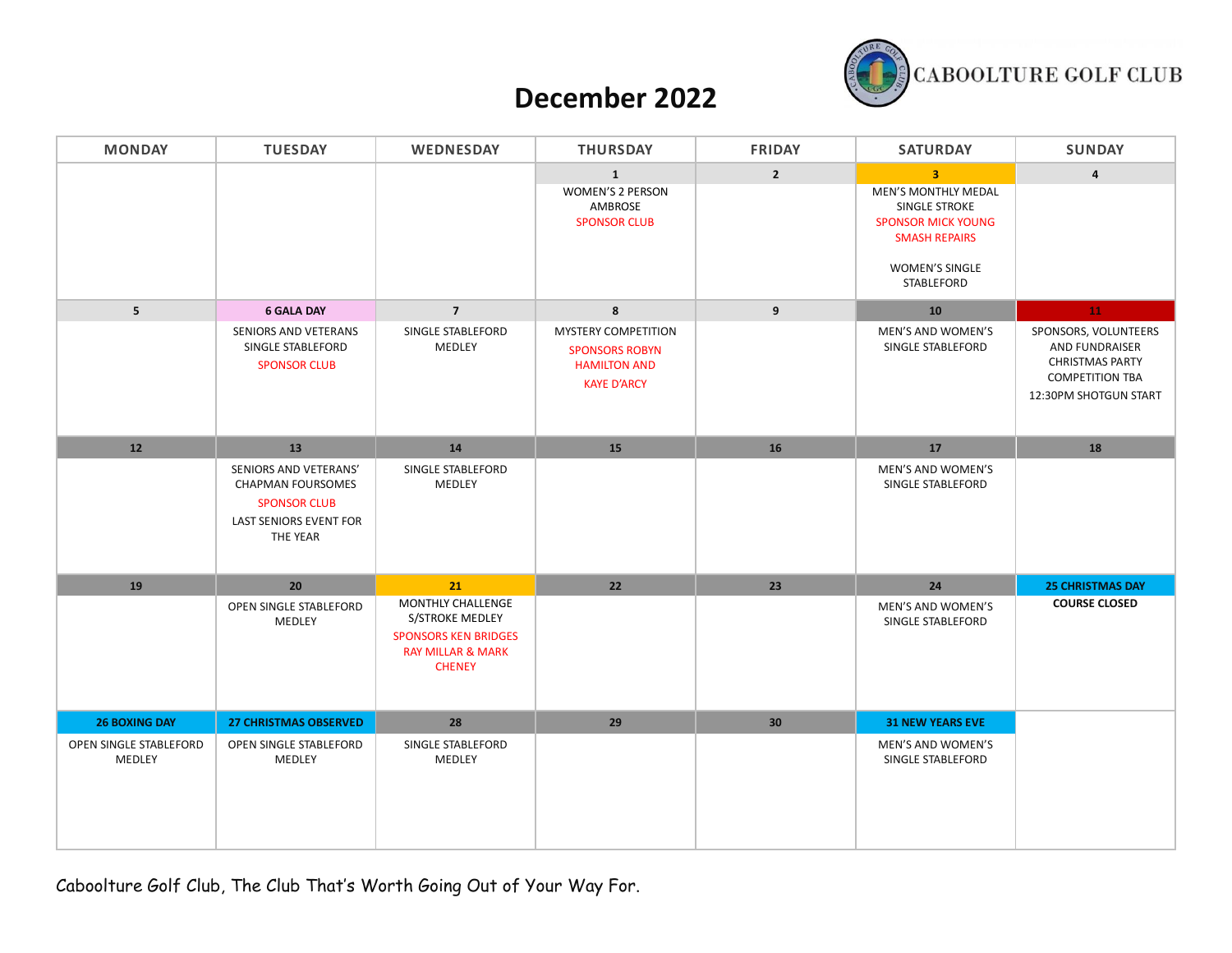# December 2022

CABOOLTURE GOLF CLUB

| MONDAY | TUESDAY | WEDNESDAY | THURSDAY | FRIDAY | SATURDAY | SUNDAY |
|---|---|---|---|---|---|---|
| | | | **1** WOMEN'S 2 PERSON AMBROSE SPONSOR CLUB | **2** | **3** MEN'S MONTHLY MEDAL SINGLE STROKE SPONSOR MICK YOUNG SMASH REPAIRS WOMEN'S SINGLE STABLEFORD | **4** |
| **5** | **6 GALA DAY** SENIORS AND VETERANS SINGLE STABLEFORD SPONSOR CLUB | **7** SINGLE STABLEFORD MEDLEY | **8** MYSTERY COMPETITION SPONSORS ROBYN HAMILTON AND KAYE D'ARCY | **9** | **10** MEN'S AND WOMEN'S SINGLE STABLEFORD | **11** SPONSORS, VOLUNTEERS AND FUNDRAISER CHRISTMAS PARTY COMPETITION TBA 12:30PM SHOTGUN START |
| **12** | **13** SENIORS AND VETERANS' CHAPMAN FOURSOMES SPONSOR CLUB LAST SENIORS EVENT FOR THE YEAR | **14** SINGLE STABLEFORD MEDLEY | **15** | **16** | **17** MEN'S AND WOMEN'S SINGLE STABLEFORD | **18** |
| **19** | **20** OPEN SINGLE STABLEFORD MEDLEY | **21** MONTHLY CHALLENGE S/STROKE MEDLEY SPONSORS KEN BRIDGES RAY MILLAR & MARK CHENEY | **22** | **23** | **24** MEN'S AND WOMEN'S SINGLE STABLEFORD | **25 CHRISTMAS DAY** **COURSE CLOSED** |
| **26 BOXING DAY** OPEN SINGLE STABLEFORD MEDLEY | **27 CHRISTMAS OBSERVED** OPEN SINGLE STABLEFORD MEDLEY | **28** SINGLE STABLEFORD MEDLEY | **29** | **30** | **31 NEW YEARS EVE** MEN'S AND WOMEN'S SINGLE STABLEFORD | |

Caboolture Golf Club, The Club That's Worth Going Out of Your Way For.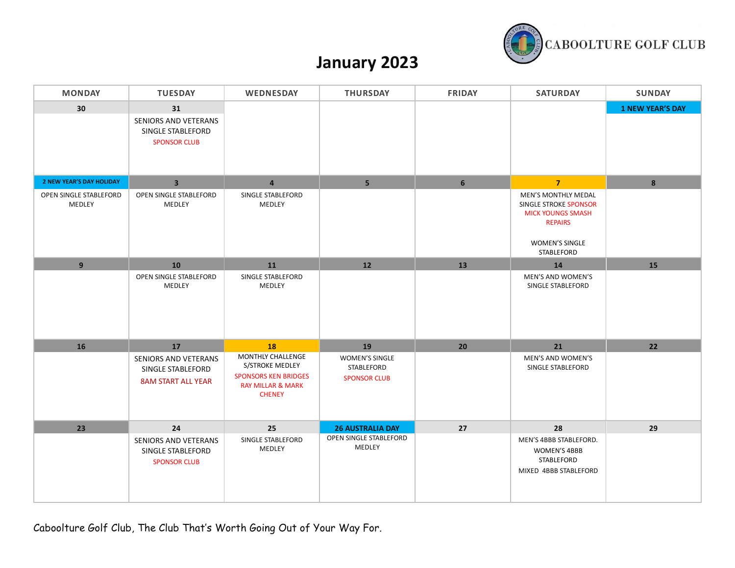CABOOLTURE GOLF CLUB

# January 2023

| MONDAY | TUESDAY | WEDNESDAY | THURSDAY | FRIDAY | SATURDAY | SUNDAY |
|---|---|---|---|---|---|---|
| 30 | 31<br>SENIORS AND VETERANS SINGLE STABLEFORD<br>SPONSOR CLUB | | | | | 1 NEW YEAR'S DAY |
| 2 NEW YEAR'S DAY HOLIDAY<br>OPEN SINGLE STABLEFORD MEDLEY | 3<br>OPEN SINGLE STABLEFORD MEDLEY | 4<br>SINGLE STABLEFORD MEDLEY | 5 | 6 | 7<br>MEN'S MONTHLY MEDAL SINGLE STROKE SPONSOR MICK YOUNGS SMASH REPAIRS<br>WOMEN'S SINGLE STABLEFORD | 8 |
| 9 | 10<br>OPEN SINGLE STABLEFORD MEDLEY | 11<br>SINGLE STABLEFORD MEDLEY | 12 | 13 | 14<br>MEN'S AND WOMEN'S SINGLE STABLEFORD | 15 |
| 16 | 17<br>SENIORS AND VETERANS SINGLE STABLEFORD<br>8AM START ALL YEAR | 18<br>MONTHLY CHALLENGE S/STROKE MEDLEY<br>SPONSORS KEN BRIDGES RAY MILLAR & MARK CHENEY | 19<br>WOMEN'S SINGLE STABLEFORD<br>SPONSOR CLUB | 20 | 21<br>MEN'S AND WOMEN'S SINGLE STABLEFORD | 22 |
| 23 | 24<br>SENIORS AND VETERANS SINGLE STABLEFORD<br>SPONSOR CLUB | 25<br>SINGLE STABLEFORD MEDLEY | 26 AUSTRALIA DAY<br>OPEN SINGLE STABLEFORD MEDLEY | 27 | 28<br>MEN'S 4BBB STABLEFORD.<br>WOMEN'S 4BBB STABLEFORD<br>MIXED 4BBB STABLEFORD | 29 |

Caboolture Golf Club, The Club That's Worth Going Out of Your Way For.